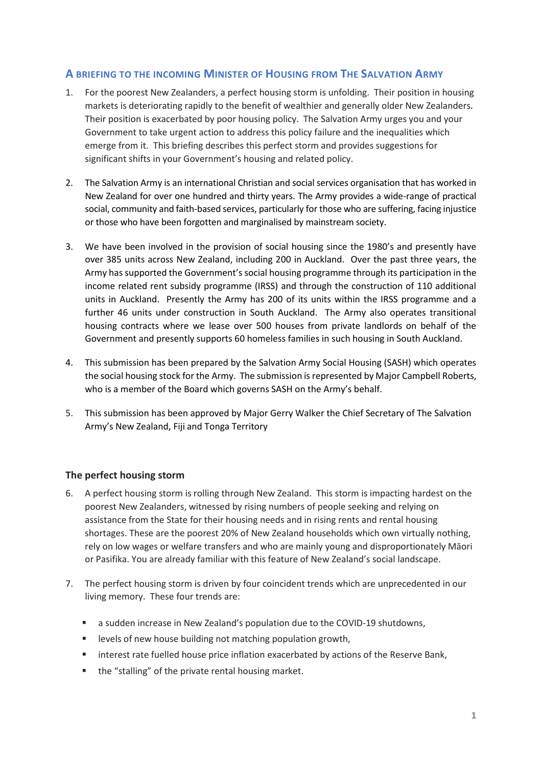## A BRIEFING TO THE INCOMING MINISTER OF HOUSING FROM THE SALVATION ARMY

1. For the poorest New Zealanders, a perfect housing storm is unfolding. Their position in housing markets is deteriorating rapidly to the benefit of wealthier and generally older New Zealanders. Their position is exacerbated by poor housing policy. The Salvation Army urges you and your Government to take urgent action to address this policy failure and the inequalities which emerge from it. This briefing describes this perfect storm and provides suggestions for significant shifts in your Government's housing and related policy.

2. The Salvation Army is an international Christian and social services organisation that has worked in New Zealand for over one hundred and thirty years. The Army provides a wide-range of practical social, community and faith-based services, particularly for those who are suffering, facing injustice or those who have been forgotten and marginalised by mainstream society.

3. We have been involved in the provision of social housing since the 1980's and presently have over 385 units across New Zealand, including 200 in Auckland. Over the past three years, the Army has supported the Government's social housing programme through its participation in the income related rent subsidy programme (IRSS) and through the construction of 110 additional units in Auckland. Presently the Army has 200 of its units within the IRSS programme and a further 46 units under construction in South Auckland. The Army also operates transitional housing contracts where we lease over 500 houses from private landlords on behalf of the Government and presently supports 60 homeless families in such housing in South Auckland.

4. This submission has been prepared by the Salvation Army Social Housing (SASH) which operates the social housing stock for the Army. The submission is represented by Major Campbell Roberts, who is a member of the Board which governs SASH on the Army's behalf.

5. This submission has been approved by Major Gerry Walker the Chief Secretary of The Salvation Army's New Zealand, Fiji and Tonga Territory

### The perfect housing storm

6. A perfect housing storm is rolling through New Zealand. This storm is impacting hardest on the poorest New Zealanders, witnessed by rising numbers of people seeking and relying on assistance from the State for their housing needs and in rising rents and rental housing shortages. These are the poorest 20% of New Zealand households which own virtually nothing, rely on low wages or welfare transfers and who are mainly young and disproportionately Māori or Pasifika. You are already familiar with this feature of New Zealand's social landscape.

7. The perfect housing storm is driven by four coincident trends which are unprecedented in our living memory. These four trends are:

   - a sudden increase in New Zealand's population due to the COVID-19 shutdowns,
   - levels of new house building not matching population growth,
   - interest rate fuelled house price inflation exacerbated by actions of the Reserve Bank,
   - the "stalling" of the private rental housing market.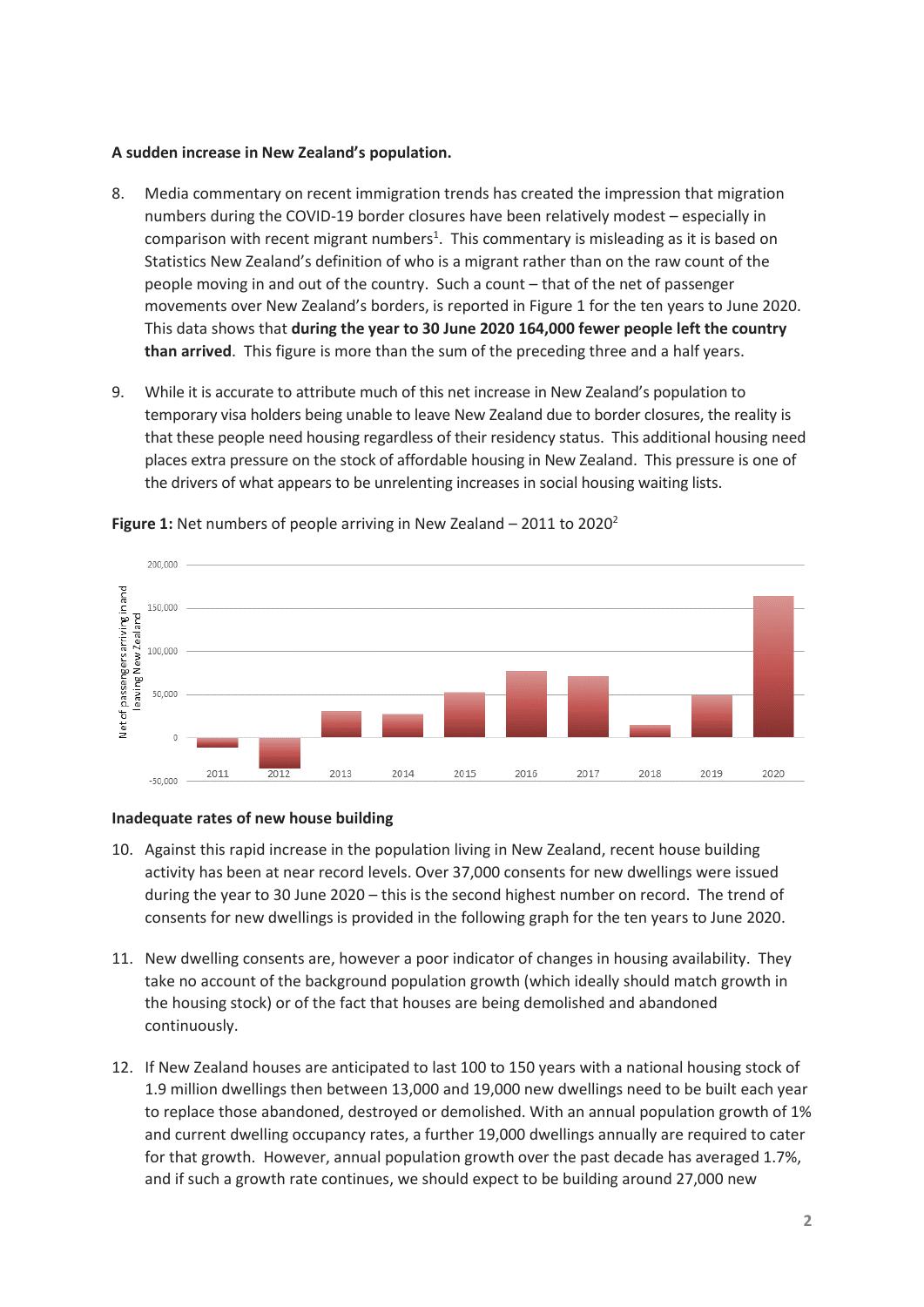**A sudden increase in New Zealand's population.**

8. Media commentary on recent immigration trends has created the impression that migration numbers during the COVID-19 border closures have been relatively modest – especially in comparison with recent migrant numbers[1]. This commentary is misleading as it is based on Statistics New Zealand's definition of who is a migrant rather than on the raw count of the people moving in and out of the country. Such a count – that of the net of passenger movements over New Zealand's borders, is reported in Figure 1 for the ten years to June 2020. This data shows that **during the year to 30 June 2020 164,000 fewer people left the country than arrived**. This figure is more than the sum of the preceding three and a half years.

9. While it is accurate to attribute much of this net increase in New Zealand's population to temporary visa holders being unable to leave New Zealand due to border closures, the reality is that these people need housing regardless of their residency status. This additional housing need places extra pressure on the stock of affordable housing in New Zealand. This pressure is one of the drivers of what appears to be unrelenting increases in social housing waiting lists.

**Figure 1:** Net numbers of people arriving in New Zealand – 2011 to 2020[2]

Net of passengers arriving in and leaving New Zealand

200,000
150,000
100,000
50,000
0
-50,000

2011 2012 2013 2014 2015 2016 2017 2018 2019 2020

**Inadequate rates of new house building**

10. Against this rapid increase in the population living in New Zealand, recent house building activity has been at near record levels. Over 37,000 consents for new dwellings were issued during the year to 30 June 2020 – this is the second highest number on record. The trend of consents for new dwellings is provided in the following graph for the ten years to June 2020.

11. New dwelling consents are, however a poor indicator of changes in housing availability. They take no account of the background population growth (which ideally should match growth in the housing stock) or of the fact that houses are being demolished and abandoned continuously.

12. If New Zealand houses are anticipated to last 100 to 150 years with a national housing stock of 1.9 million dwellings then between 13,000 and 19,000 new dwellings need to be built each year to replace those abandoned, destroyed or demolished. With an annual population growth of 1% and current dwelling occupancy rates, a further 19,000 dwellings annually are required to cater for that growth. However, annual population growth over the past decade has averaged 1.7%, and if such a growth rate continues, we should expect to be building around 27,000 new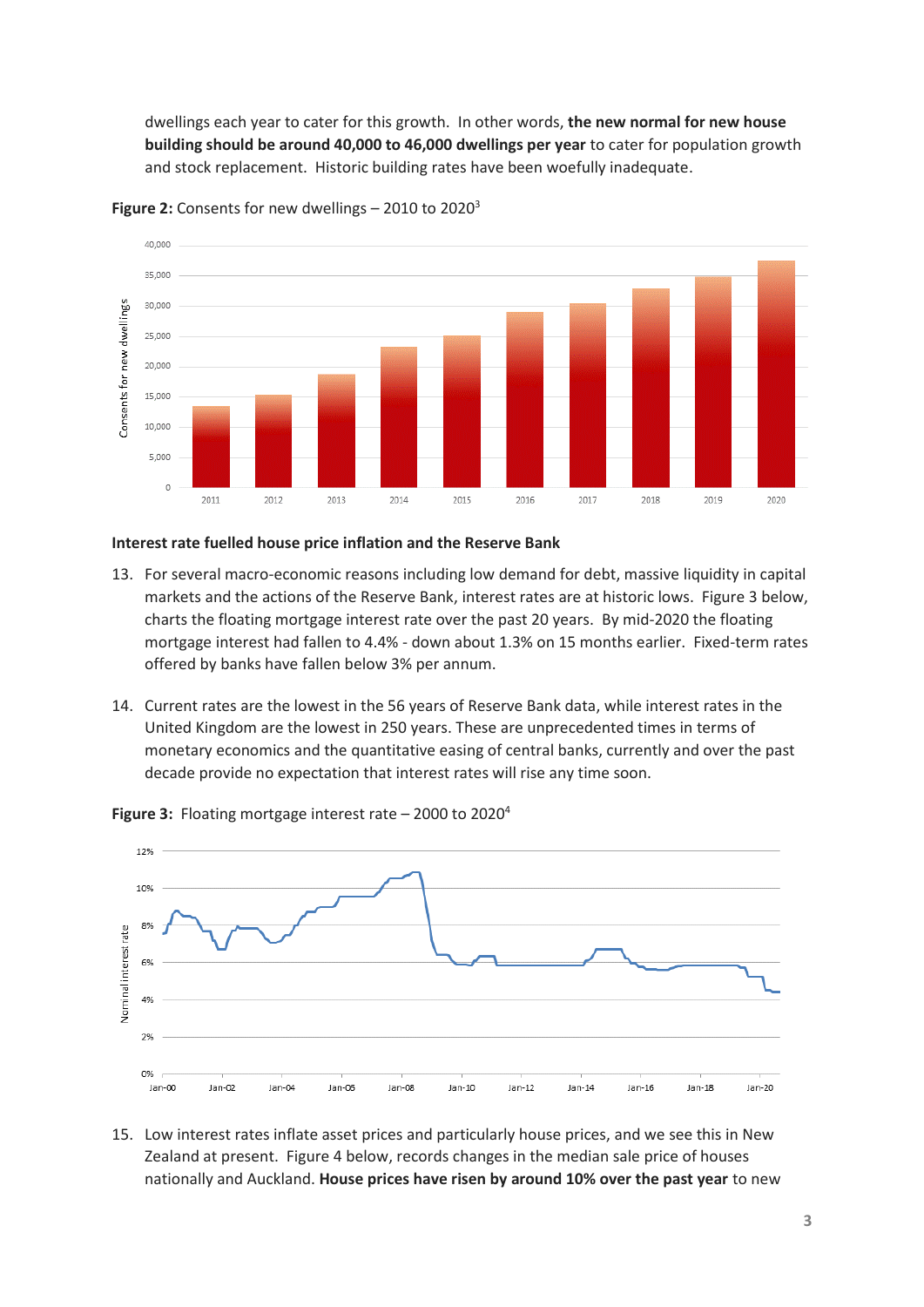dwellings each year to cater for this growth. In other words, **the new normal for new house building should be around 40,000 to 46,000 dwellings per year** to cater for population growth and stock replacement. Historic building rates have been woefully inadequate.

**Figure 2:** Consents for new dwellings – 2010 to 2020[3]

Consents for new dwellings
40,000
35,000
30,000
25,000
20,000
15,000
10,000
5,000
0
2011
2012
2013
2014
2015
2016
2017
2018
2019
2020

**Interest rate fuelled house price inflation and the Reserve Bank**

13. For several macro-economic reasons including low demand for debt, massive liquidity in capital markets and the actions of the Reserve Bank, interest rates are at historic lows. Figure 3 below, charts the floating mortgage interest rate over the past 20 years. By mid-2020 the floating mortgage interest had fallen to 4.4% - down about 1.3% on 15 months earlier. Fixed-term rates offered by banks have fallen below 3% per annum.

14. Current rates are the lowest in the 56 years of Reserve Bank data, while interest rates in the United Kingdom are the lowest in 250 years. These are unprecedented times in terms of monetary economics and the quantitative easing of central banks, currently and over the past decade provide no expectation that interest rates will rise any time soon.

**Figure 3:** Floating mortgage interest rate – 2000 to 2020[4]

Nominal interest rate
12%
10%
8%
6%
4%
2%
0%
Jan-00
Jan-02
Jan-04
Jan-06
Jan-08
Jan-10
Jan-12
Jan-14
Jan-16
Jan-18
Jan-20

15. Low interest rates inflate asset prices and particularly house prices, and we see this in New Zealand at present. Figure 4 below, records changes in the median sale price of houses nationally and Auckland. **House prices have risen by around 10% over the past year** to new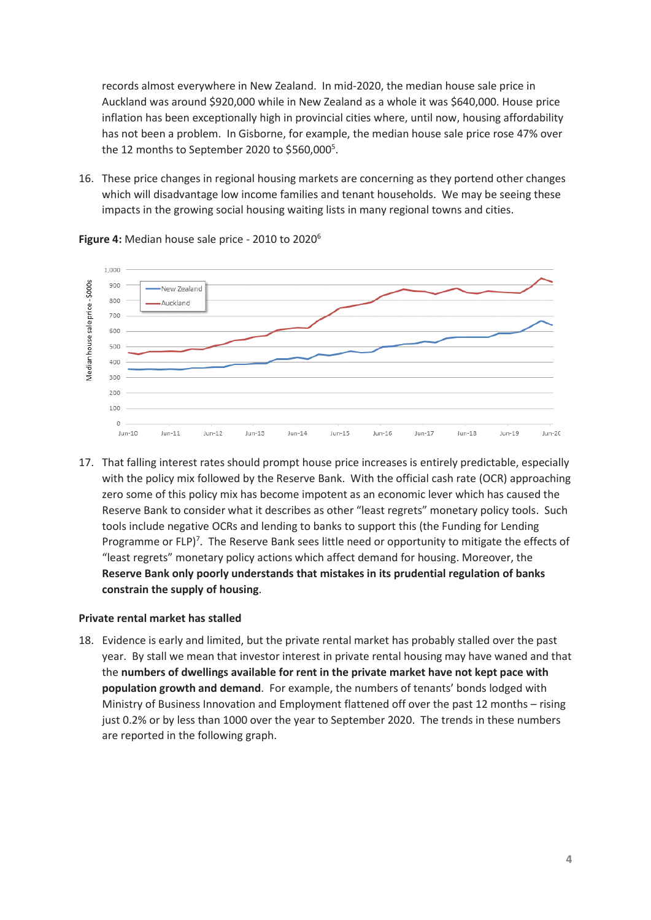records almost everywhere in New Zealand. In mid-2020, the median house sale price in Auckland was around $920,000 while in New Zealand as a whole it was $640,000. House price inflation has been exceptionally high in provincial cities where, until now, housing affordability has not been a problem. In Gisborne, for example, the median house sale price rose 47% over the 12 months to September 2020 to $560,000[5].

16. These price changes in regional housing markets are concerning as they portend other changes which will disadvantage low income families and tenant households. We may be seeing these impacts in the growing social housing waiting lists in many regional towns and cities.

**Figure 4:** Median house sale price - 2010 to 2020[6]

Median house sale price - $000s

1,000
900
800
700
600
500
400
300
200
100
0

Jun-10 Jun-11 Jun-12 Jun-13 Jun-14 Jun-15 Jun-16 Jun-17 Jun-18 Jun-19 Jun-20

New Zealand
Auckland

17. That falling interest rates should prompt house price increases is entirely predictable, especially with the policy mix followed by the Reserve Bank. With the official cash rate (OCR) approaching zero some of this policy mix has become impotent as an economic lever which has caused the Reserve Bank to consider what it describes as other "least regrets" monetary policy tools. Such tools include negative OCRs and lending to banks to support this (the Funding for Lending Programme or FLP)[7]. The Reserve Bank sees little need or opportunity to mitigate the effects of "least regrets" monetary policy actions which affect demand for housing. Moreover, the **Reserve Bank only poorly understands that mistakes in its prudential regulation of banks constrain the supply of housing**.

**Private rental market has stalled**

18. Evidence is early and limited, but the private rental market has probably stalled over the past year. By stall we mean that investor interest in private rental housing may have waned and that the **numbers of dwellings available for rent in the private market have not kept pace with population growth and demand**. For example, the numbers of tenants' bonds lodged with Ministry of Business Innovation and Employment flattened off over the past 12 months – rising just 0.2% or by less than 1000 over the year to September 2020. The trends in these numbers are reported in the following graph.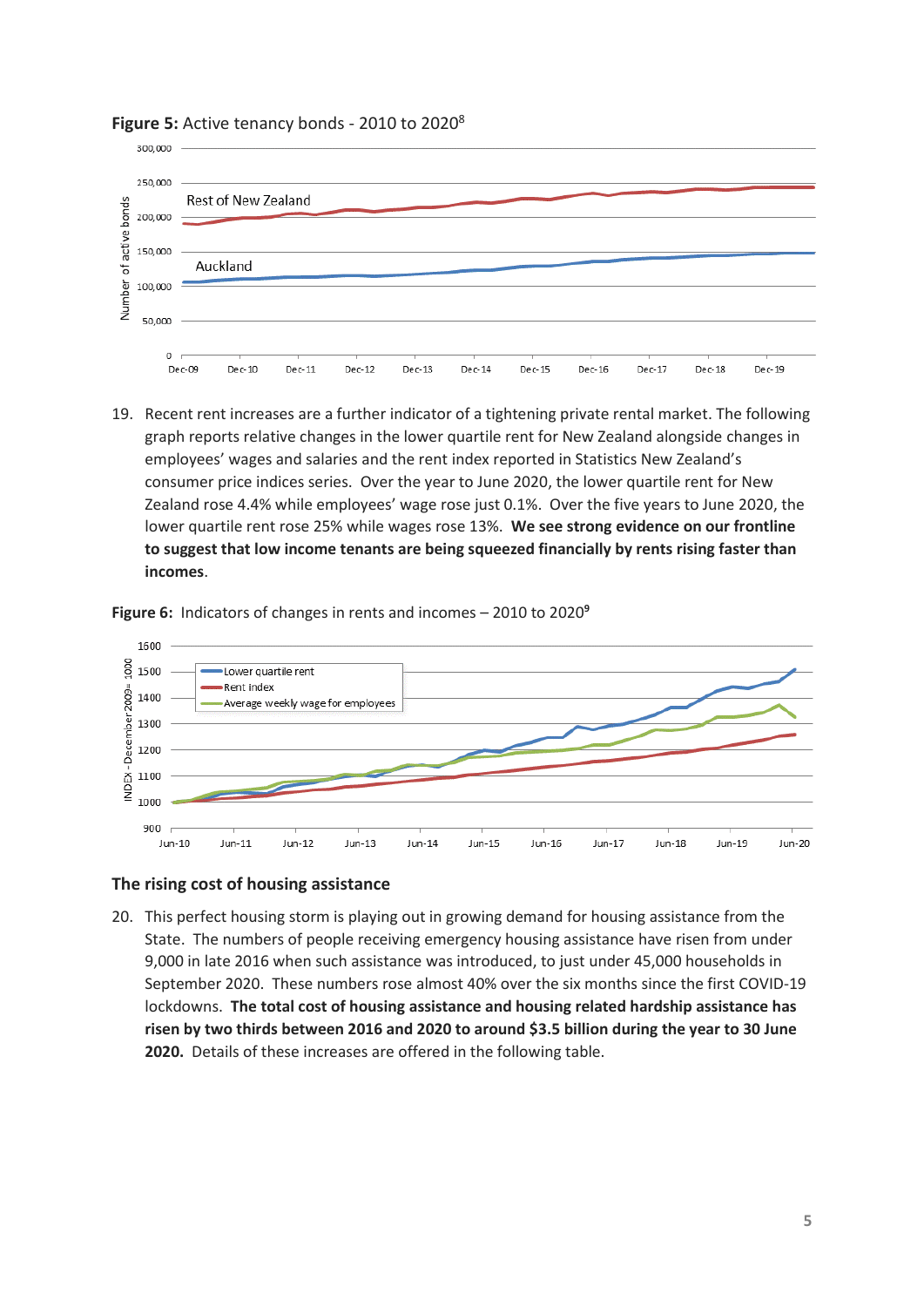**Figure 5:** Active tenancy bonds - 2010 to 2020[8]

300,000
250,000
200,000
150,000
100,000
50,000
0
Number of active bonds
Rest of New Zealand
Auckland
Dec-09 Dec-10 Dec-11 Dec-12 Dec-13 Dec-14 Dec-15 Dec-16 Dec-17 Dec-18 Dec-19

19. Recent rent increases are a further indicator of a tightening private rental market. The following graph reports relative changes in the lower quartile rent for New Zealand alongside changes in employees' wages and salaries and the rent index reported in Statistics New Zealand's consumer price indices series. Over the year to June 2020, the lower quartile rent for New Zealand rose 4.4% while employees' wage rose just 0.1%. Over the five years to June 2020, the lower quartile rent rose 25% while wages rose 13%. **We see strong evidence on our frontline to suggest that low income tenants are being squeezed financially by rents rising faster than incomes**.

**Figure 6:** Indicators of changes in rents and incomes – 2010 to 2020[9]

1600
1500
1400
1300
1200
1100
1000
900
INDEX - December 2009 = 1000
Lower quartile rent
Rent index
Average weekly wage for employees
Jun-10 Jun-11 Jun-12 Jun-13 Jun-14 Jun-15 Jun-16 Jun-17 Jun-18 Jun-19 Jun-20

## The rising cost of housing assistance

20. This perfect housing storm is playing out in growing demand for housing assistance from the State. The numbers of people receiving emergency housing assistance have risen from under 9,000 in late 2016 when such assistance was introduced, to just under 45,000 households in September 2020. These numbers rose almost 40% over the six months since the first COVID-19 lockdowns. **The total cost of housing assistance and housing related hardship assistance has risen by two thirds between 2016 and 2020 to around $3.5 billion during the year to 30 June 2020.** Details of these increases are offered in the following table.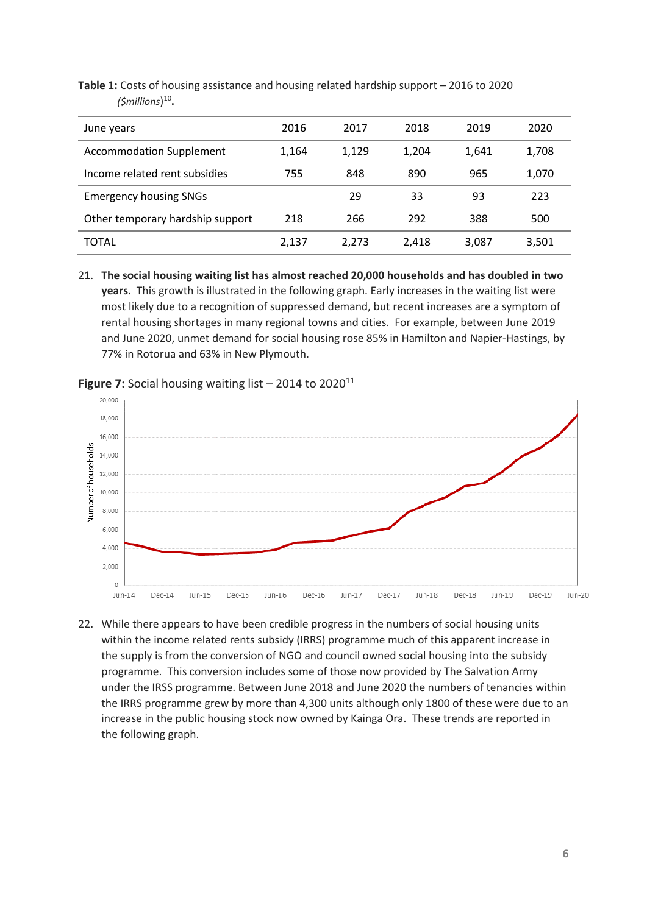**Table 1:** Costs of housing assistance and housing related hardship support – 2016 to 2020 *($millions)*[10]**.**

| June years | 2016 | 2017 | 2018 | 2019 | 2020 |
|---|---|---|---|---|---|
| Accommodation Supplement | 1,164 | 1,129 | 1,204 | 1,641 | 1,708 |
| Income related rent subsidies | 755 | 848 | 890 | 965 | 1,070 |
| Emergency housing SNGs | | 29 | 33 | 93 | 223 |
| Other temporary hardship support | 218 | 266 | 292 | 388 | 500 |
| TOTAL | 2,137 | 2,273 | 2,418 | 3,087 | 3,501 |

21. **The social housing waiting list has almost reached 20,000 households and has doubled in two years**. This growth is illustrated in the following graph. Early increases in the waiting list were most likely due to a recognition of suppressed demand, but recent increases are a symptom of rental housing shortages in many regional towns and cities. For example, between June 2019 and June 2020, unmet demand for social housing rose 85% in Hamilton and Napier-Hastings, by 77% in Rotorua and 63% in New Plymouth.

**Figure 7:** Social housing waiting list – 2014 to 2020[11]

Number of households

20,000
18,000
16,000
14,000
12,000
10,000
8,000
6,000
4,000
2,000
0

Jun-14 Dec-14 Jun-15 Dec-15 Jun-16 Dec-16 Jun-17 Dec-17 Jun-18 Dec-18 Jun-19 Dec-19 Jun-20

22. While there appears to have been credible progress in the numbers of social housing units within the income related rents subsidy (IRRS) programme much of this apparent increase in the supply is from the conversion of NGO and council owned social housing into the subsidy programme. This conversion includes some of those now provided by The Salvation Army under the IRSS programme. Between June 2018 and June 2020 the numbers of tenancies within the IRRS programme grew by more than 4,300 units although only 1800 of these were due to an increase in the public housing stock now owned by Kainga Ora. These trends are reported in the following graph.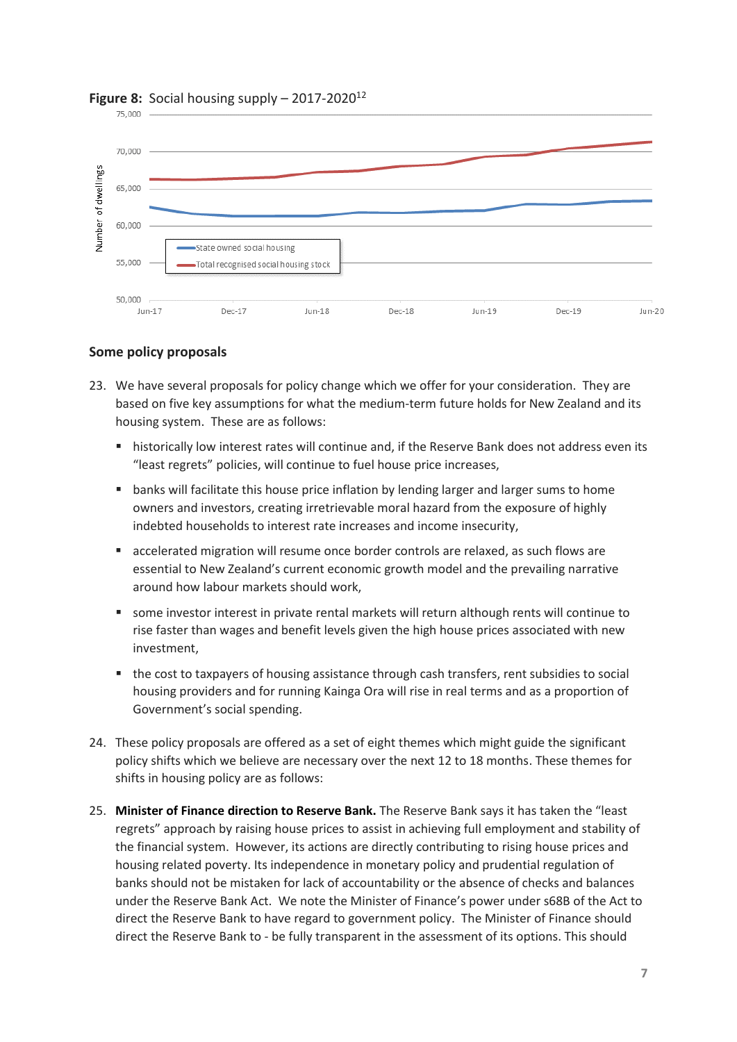**Figure 8:** Social housing supply – 2017-2020[12]

75,000
70,000
65,000
60,000
55,000
50,000
Number of dwellings
Jun-17
Dec-17
Jun-18
Dec-18
Jun-19
Dec-19
Jun-20
State owned social housing
Total recognised social housing stock

### Some policy proposals

23. We have several proposals for policy change which we offer for your consideration. They are based on five key assumptions for what the medium-term future holds for New Zealand and its housing system. These are as follows:

    - historically low interest rates will continue and, if the Reserve Bank does not address even its "least regrets" policies, will continue to fuel house price increases,
    - banks will facilitate this house price inflation by lending larger and larger sums to home owners and investors, creating irretrievable moral hazard from the exposure of highly indebted households to interest rate increases and income insecurity,
    - accelerated migration will resume once border controls are relaxed, as such flows are essential to New Zealand's current economic growth model and the prevailing narrative around how labour markets should work,
    - some investor interest in private rental markets will return although rents will continue to rise faster than wages and benefit levels given the high house prices associated with new investment,
    - the cost to taxpayers of housing assistance through cash transfers, rent subsidies to social housing providers and for running Kainga Ora will rise in real terms and as a proportion of Government's social spending.

24. These policy proposals are offered as a set of eight themes which might guide the significant policy shifts which we believe are necessary over the next 12 to 18 months. These themes for shifts in housing policy are as follows:

25. **Minister of Finance direction to Reserve Bank.** The Reserve Bank says it has taken the "least regrets" approach by raising house prices to assist in achieving full employment and stability of the financial system. However, its actions are directly contributing to rising house prices and housing related poverty. Its independence in monetary policy and prudential regulation of banks should not be mistaken for lack of accountability or the absence of checks and balances under the Reserve Bank Act. We note the Minister of Finance's power under s68B of the Act to direct the Reserve Bank to have regard to government policy. The Minister of Finance should direct the Reserve Bank to - be fully transparent in the assessment of its options. This should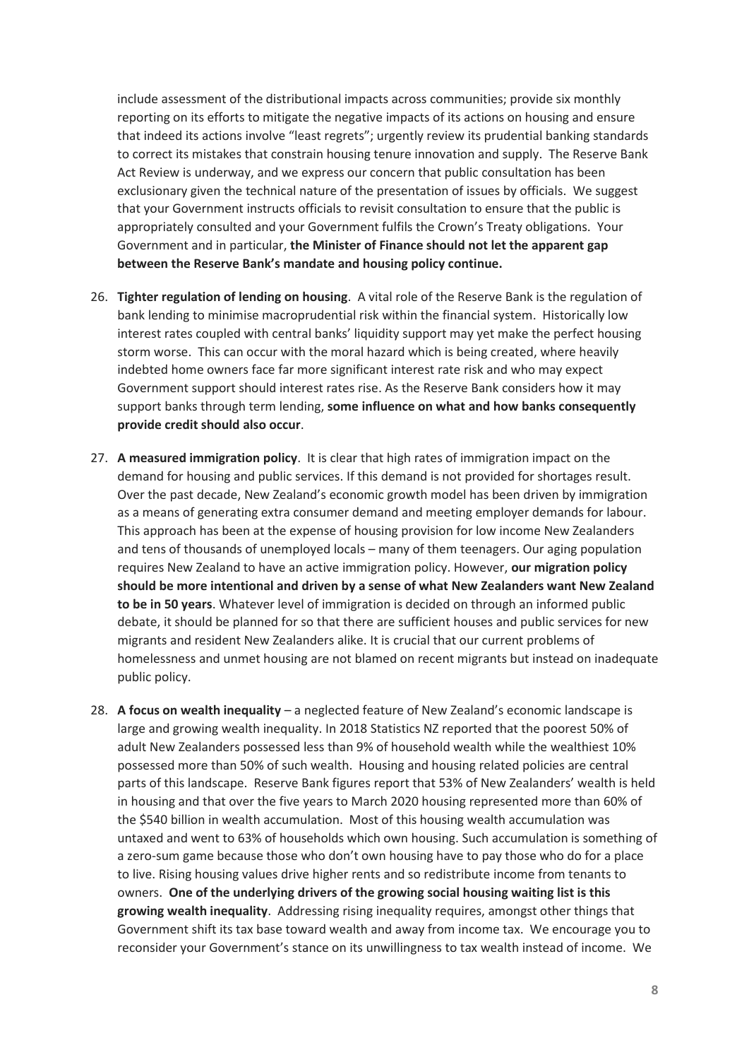include assessment of the distributional impacts across communities; provide six monthly reporting on its efforts to mitigate the negative impacts of its actions on housing and ensure that indeed its actions involve "least regrets"; urgently review its prudential banking standards to correct its mistakes that constrain housing tenure innovation and supply. The Reserve Bank Act Review is underway, and we express our concern that public consultation has been exclusionary given the technical nature of the presentation of issues by officials. We suggest that your Government instructs officials to revisit consultation to ensure that the public is appropriately consulted and your Government fulfils the Crown's Treaty obligations. Your Government and in particular, **the Minister of Finance should not let the apparent gap between the Reserve Bank's mandate and housing policy continue.**

26. **Tighter regulation of lending on housing**. A vital role of the Reserve Bank is the regulation of bank lending to minimise macroprudential risk within the financial system. Historically low interest rates coupled with central banks' liquidity support may yet make the perfect housing storm worse. This can occur with the moral hazard which is being created, where heavily indebted home owners face far more significant interest rate risk and who may expect Government support should interest rates rise. As the Reserve Bank considers how it may support banks through term lending, **some influence on what and how banks consequently provide credit should also occur**.

27. **A measured immigration policy**. It is clear that high rates of immigration impact on the demand for housing and public services. If this demand is not provided for shortages result. Over the past decade, New Zealand's economic growth model has been driven by immigration as a means of generating extra consumer demand and meeting employer demands for labour. This approach has been at the expense of housing provision for low income New Zealanders and tens of thousands of unemployed locals – many of them teenagers. Our aging population requires New Zealand to have an active immigration policy. However, **our migration policy should be more intentional and driven by a sense of what New Zealanders want New Zealand to be in 50 years**. Whatever level of immigration is decided on through an informed public debate, it should be planned for so that there are sufficient houses and public services for new migrants and resident New Zealanders alike. It is crucial that our current problems of homelessness and unmet housing are not blamed on recent migrants but instead on inadequate public policy.

28. **A focus on wealth inequality** – a neglected feature of New Zealand's economic landscape is large and growing wealth inequality. In 2018 Statistics NZ reported that the poorest 50% of adult New Zealanders possessed less than 9% of household wealth while the wealthiest 10% possessed more than 50% of such wealth. Housing and housing related policies are central parts of this landscape. Reserve Bank figures report that 53% of New Zealanders' wealth is held in housing and that over the five years to March 2020 housing represented more than 60% of the $540 billion in wealth accumulation. Most of this housing wealth accumulation was untaxed and went to 63% of households which own housing. Such accumulation is something of a zero-sum game because those who don't own housing have to pay those who do for a place to live. Rising housing values drive higher rents and so redistribute income from tenants to owners. **One of the underlying drivers of the growing social housing waiting list is this growing wealth inequality**. Addressing rising inequality requires, amongst other things that Government shift its tax base toward wealth and away from income tax. We encourage you to reconsider your Government's stance on its unwillingness to tax wealth instead of income. We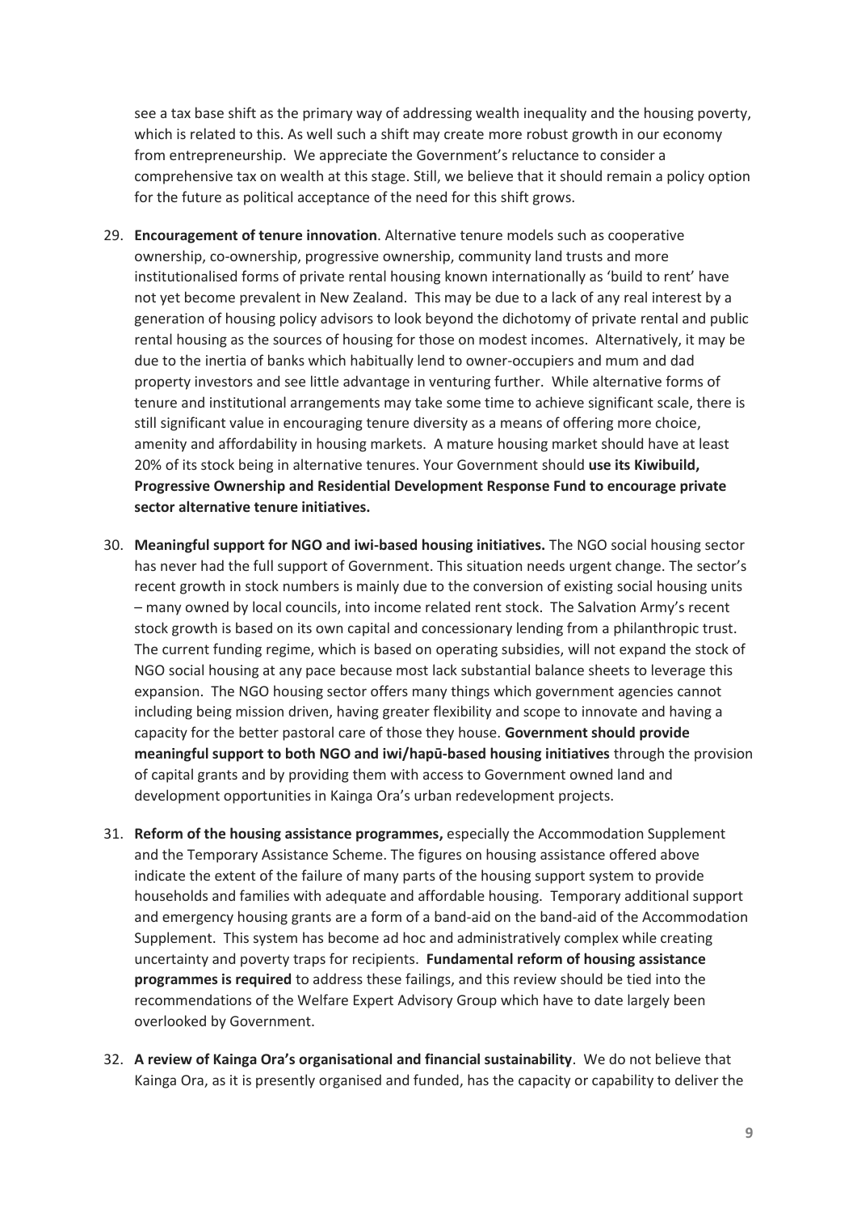see a tax base shift as the primary way of addressing wealth inequality and the housing poverty, which is related to this. As well such a shift may create more robust growth in our economy from entrepreneurship. We appreciate the Government's reluctance to consider a comprehensive tax on wealth at this stage. Still, we believe that it should remain a policy option for the future as political acceptance of the need for this shift grows.

29. **Encouragement of tenure innovation**. Alternative tenure models such as cooperative ownership, co-ownership, progressive ownership, community land trusts and more institutionalised forms of private rental housing known internationally as 'build to rent' have not yet become prevalent in New Zealand. This may be due to a lack of any real interest by a generation of housing policy advisors to look beyond the dichotomy of private rental and public rental housing as the sources of housing for those on modest incomes. Alternatively, it may be due to the inertia of banks which habitually lend to owner-occupiers and mum and dad property investors and see little advantage in venturing further. While alternative forms of tenure and institutional arrangements may take some time to achieve significant scale, there is still significant value in encouraging tenure diversity as a means of offering more choice, amenity and affordability in housing markets. A mature housing market should have at least 20% of its stock being in alternative tenures. Your Government should **use its Kiwibuild, Progressive Ownership and Residential Development Response Fund to encourage private sector alternative tenure initiatives.**

30. **Meaningful support for NGO and iwi-based housing initiatives.** The NGO social housing sector has never had the full support of Government. This situation needs urgent change. The sector's recent growth in stock numbers is mainly due to the conversion of existing social housing units – many owned by local councils, into income related rent stock. The Salvation Army's recent stock growth is based on its own capital and concessionary lending from a philanthropic trust. The current funding regime, which is based on operating subsidies, will not expand the stock of NGO social housing at any pace because most lack substantial balance sheets to leverage this expansion. The NGO housing sector offers many things which government agencies cannot including being mission driven, having greater flexibility and scope to innovate and having a capacity for the better pastoral care of those they house. **Government should provide meaningful support to both NGO and iwi/hapū-based housing initiatives** through the provision of capital grants and by providing them with access to Government owned land and development opportunities in Kainga Ora's urban redevelopment projects.

31. **Reform of the housing assistance programmes,** especially the Accommodation Supplement and the Temporary Assistance Scheme. The figures on housing assistance offered above indicate the extent of the failure of many parts of the housing support system to provide households and families with adequate and affordable housing. Temporary additional support and emergency housing grants are a form of a band-aid on the band-aid of the Accommodation Supplement. This system has become ad hoc and administratively complex while creating uncertainty and poverty traps for recipients. **Fundamental reform of housing assistance programmes is required** to address these failings, and this review should be tied into the recommendations of the Welfare Expert Advisory Group which have to date largely been overlooked by Government.

32. **A review of Kainga Ora's organisational and financial sustainability**. We do not believe that Kainga Ora, as it is presently organised and funded, has the capacity or capability to deliver the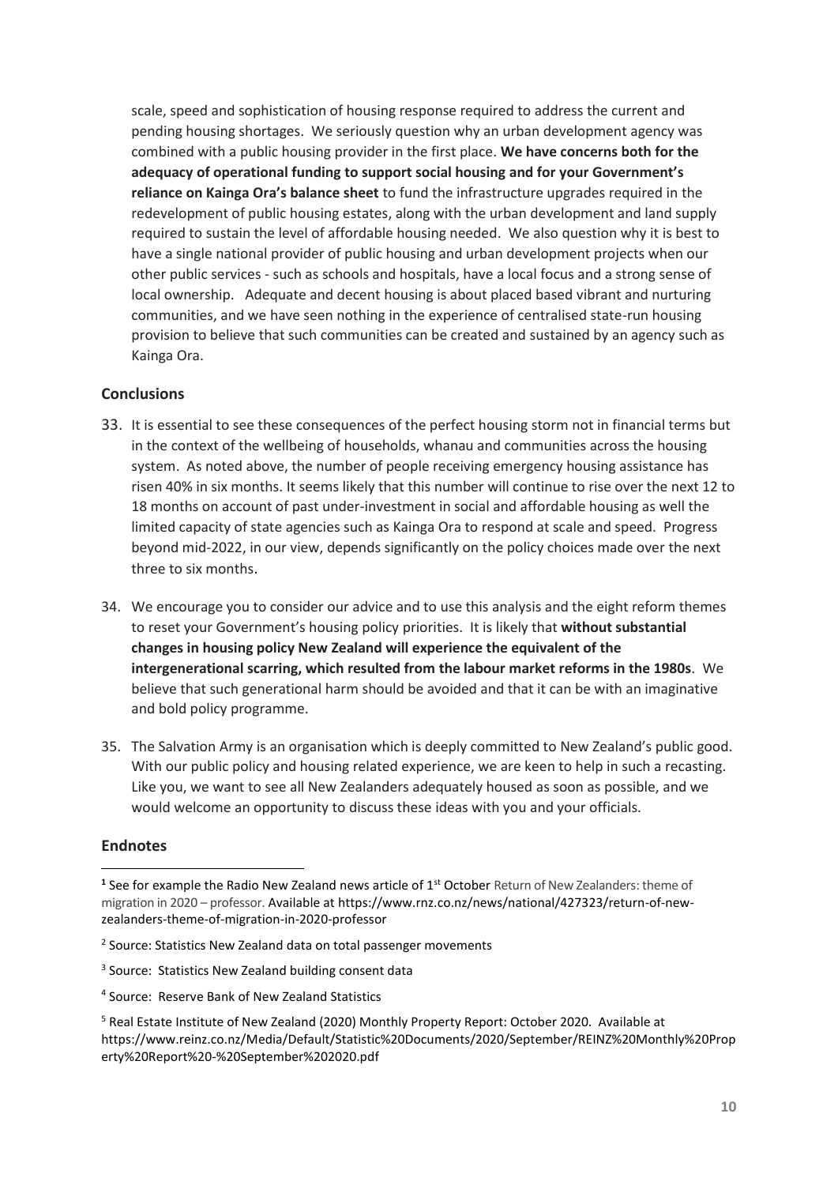scale, speed and sophistication of housing response required to address the current and pending housing shortages. We seriously question why an urban development agency was combined with a public housing provider in the first place. **We have concerns both for the adequacy of operational funding to support social housing and for your Government's reliance on Kainga Ora's balance sheet** to fund the infrastructure upgrades required in the redevelopment of public housing estates, along with the urban development and land supply required to sustain the level of affordable housing needed. We also question why it is best to have a single national provider of public housing and urban development projects when our other public services - such as schools and hospitals, have a local focus and a strong sense of local ownership. Adequate and decent housing is about placed based vibrant and nurturing communities, and we have seen nothing in the experience of centralised state-run housing provision to believe that such communities can be created and sustained by an agency such as Kainga Ora.

## Conclusions

33. It is essential to see these consequences of the perfect housing storm not in financial terms but in the context of the wellbeing of households, whanau and communities across the housing system. As noted above, the number of people receiving emergency housing assistance has risen 40% in six months. It seems likely that this number will continue to rise over the next 12 to 18 months on account of past under-investment in social and affordable housing as well the limited capacity of state agencies such as Kainga Ora to respond at scale and speed. Progress beyond mid-2022, in our view, depends significantly on the policy choices made over the next three to six months.

34. We encourage you to consider our advice and to use this analysis and the eight reform themes to reset your Government's housing policy priorities. It is likely that **without substantial changes in housing policy New Zealand will experience the equivalent of the intergenerational scarring, which resulted from the labour market reforms in the 1980s**. We believe that such generational harm should be avoided and that it can be with an imaginative and bold policy programme.

35. The Salvation Army is an organisation which is deeply committed to New Zealand's public good. With our public policy and housing related experience, we are keen to help in such a recasting. Like you, we want to see all New Zealanders adequately housed as soon as possible, and we would welcome an opportunity to discuss these ideas with you and your officials.

## Endnotes

[1] See for example the Radio New Zealand news article of 1st October Return of New Zealanders: theme of migration in 2020 – professor. Available at https://www.rnz.co.nz/news/national/427323/return-of-new-zealanders-theme-of-migration-in-2020-professor

[2] Source: Statistics New Zealand data on total passenger movements

[3] Source: Statistics New Zealand building consent data

[4] Source: Reserve Bank of New Zealand Statistics

[5] Real Estate Institute of New Zealand (2020) Monthly Property Report: October 2020. Available at https://www.reinz.co.nz/Media/Default/Statistic%20Documents/2020/September/REINZ%20Monthly%20Property%20Report%20-%20September%202020.pdf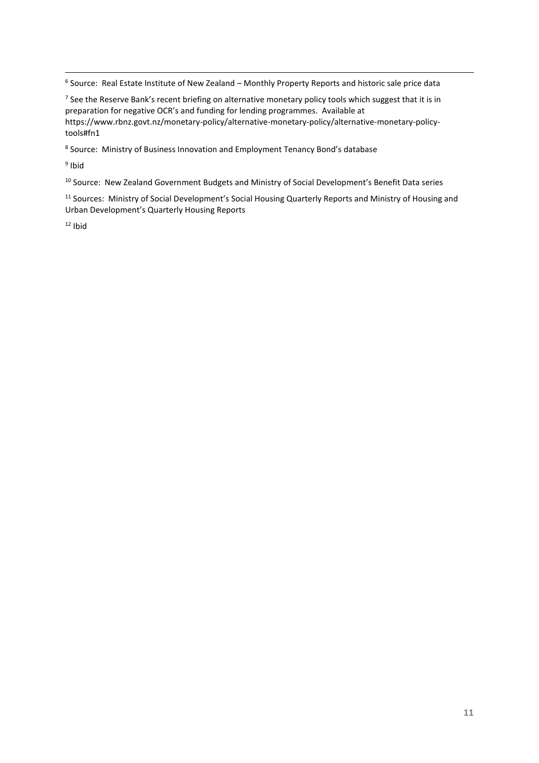[6] Source: Real Estate Institute of New Zealand – Monthly Property Reports and historic sale price data

[7] See the Reserve Bank's recent briefing on alternative monetary policy tools which suggest that it is in preparation for negative OCR's and funding for lending programmes. Available at https://www.rbnz.govt.nz/monetary-policy/alternative-monetary-policy/alternative-monetary-policy-tools#fn1

[8] Source: Ministry of Business Innovation and Employment Tenancy Bond's database

[9] Ibid

[10] Source: New Zealand Government Budgets and Ministry of Social Development's Benefit Data series

[11] Sources: Ministry of Social Development's Social Housing Quarterly Reports and Ministry of Housing and Urban Development's Quarterly Housing Reports

[12] Ibid